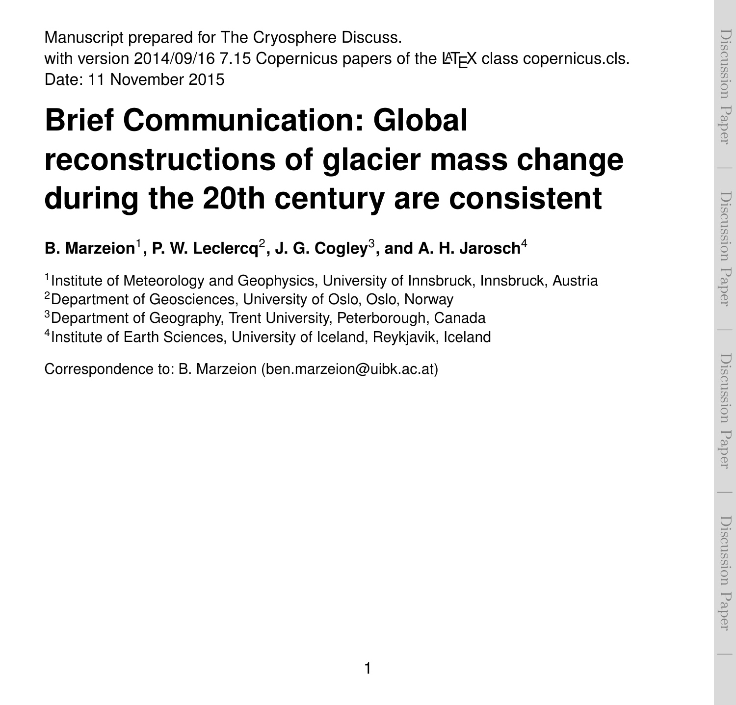Manuscript prepared for The Cryosphere Discuss.
with version 2014/09/16 7.15 Copernicus papers of the LaTeX class copernicus.cls.
Date: 11 November 2015

# Brief Communication: Global reconstructions of glacier mass change during the 20th century are consistent

**B. Marzeion[1], P. W. Leclercq[2], J. G. Cogley[3], and A. H. Jarosch[4]**

[1]Institute of Meteorology and Geophysics, University of Innsbruck, Innsbruck, Austria
[2]Department of Geosciences, University of Oslo, Oslo, Norway
[3]Department of Geography, Trent University, Peterborough, Canada
[4]Institute of Earth Sciences, University of Iceland, Reykjavik, Iceland

Correspondence to: B. Marzeion (ben.marzeion@uibk.ac.at)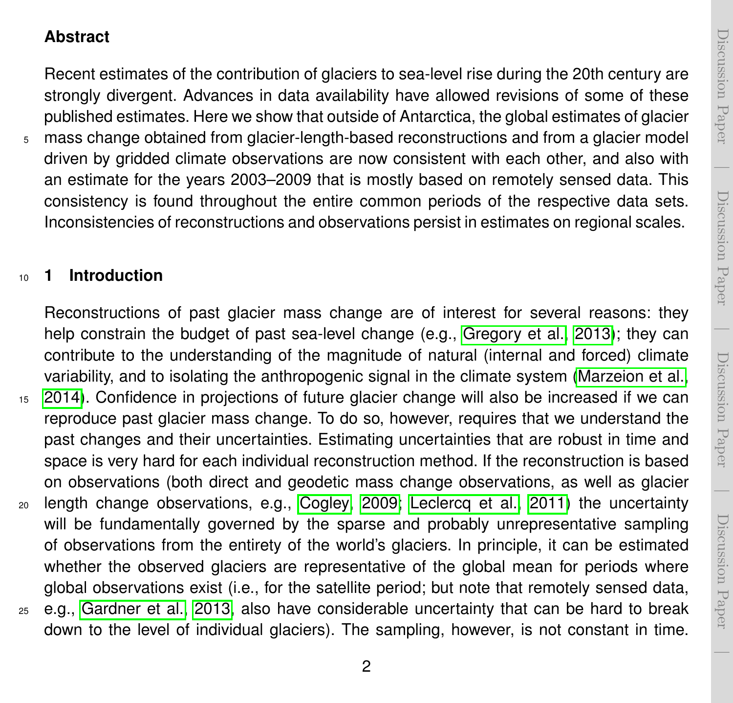## Abstract

Recent estimates of the contribution of glaciers to sea-level rise during the 20th century are strongly divergent. Advances in data availability have allowed revisions of some of these published estimates. Here we show that outside of Antarctica, the global estimates of glacier mass change obtained from glacier-length-based reconstructions and from a glacier model driven by gridded climate observations are now consistent with each other, and also with an estimate for the years 2003–2009 that is mostly based on remotely sensed data. This consistency is found throughout the entire common periods of the respective data sets. Inconsistencies of reconstructions and observations persist in estimates on regional scales.

## 1 Introduction

Reconstructions of past glacier mass change are of interest for several reasons: they help constrain the budget of past sea-level change (e.g., Gregory et al., 2013); they can contribute to the understanding of the magnitude of natural (internal and forced) climate variability, and to isolating the anthropogenic signal in the climate system (Marzeion et al., 2014). Confidence in projections of future glacier change will also be increased if we can reproduce past glacier mass change. To do so, however, requires that we understand the past changes and their uncertainties. Estimating uncertainties that are robust in time and space is very hard for each individual reconstruction method. If the reconstruction is based on observations (both direct and geodetic mass change observations, as well as glacier length change observations, e.g., Cogley, 2009; Leclercq et al., 2011) the uncertainty will be fundamentally governed by the sparse and probably unrepresentative sampling of observations from the entirety of the world's glaciers. In principle, it can be estimated whether the observed glaciers are representative of the global mean for periods where global observations exist (i.e., for the satellite period; but note that remotely sensed data, e.g., Gardner et al., 2013, also have considerable uncertainty that can be hard to break down to the level of individual glaciers). The sampling, however, is not constant in time.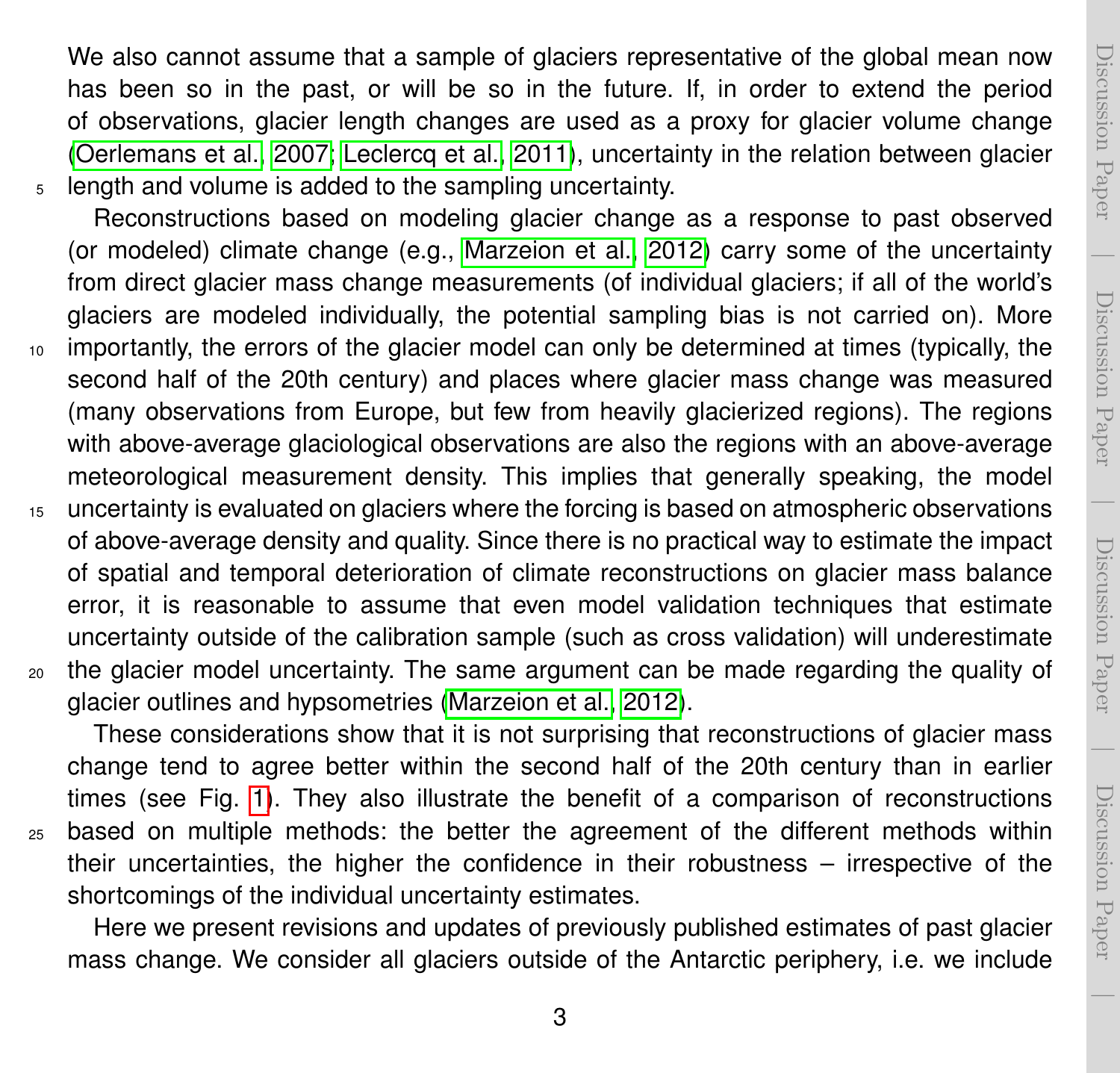We also cannot assume that a sample of glaciers representative of the global mean now has been so in the past, or will be so in the future. If, in order to extend the period of observations, glacier length changes are used as a proxy for glacier volume change (Oerlemans et al., 2007; Leclercq et al., 2011), uncertainty in the relation between glacier length and volume is added to the sampling uncertainty.

Reconstructions based on modeling glacier change as a response to past observed (or modeled) climate change (e.g., Marzeion et al., 2012) carry some of the uncertainty from direct glacier mass change measurements (of individual glaciers; if all of the world's glaciers are modeled individually, the potential sampling bias is not carried on). More importantly, the errors of the glacier model can only be determined at times (typically, the second half of the 20th century) and places where glacier mass change was measured (many observations from Europe, but few from heavily glacierized regions). The regions with above-average glaciological observations are also the regions with an above-average meteorological measurement density. This implies that generally speaking, the model uncertainty is evaluated on glaciers where the forcing is based on atmospheric observations of above-average density and quality. Since there is no practical way to estimate the impact of spatial and temporal deterioration of climate reconstructions on glacier mass balance error, it is reasonable to assume that even model validation techniques that estimate uncertainty outside of the calibration sample (such as cross validation) will underestimate the glacier model uncertainty. The same argument can be made regarding the quality of glacier outlines and hypsometries (Marzeion et al., 2012).

These considerations show that it is not surprising that reconstructions of glacier mass change tend to agree better within the second half of the 20th century than in earlier times (see Fig. 1). They also illustrate the benefit of a comparison of reconstructions based on multiple methods: the better the agreement of the different methods within their uncertainties, the higher the confidence in their robustness – irrespective of the shortcomings of the individual uncertainty estimates.

Here we present revisions and updates of previously published estimates of past glacier mass change. We consider all glaciers outside of the Antarctic periphery, i.e. we include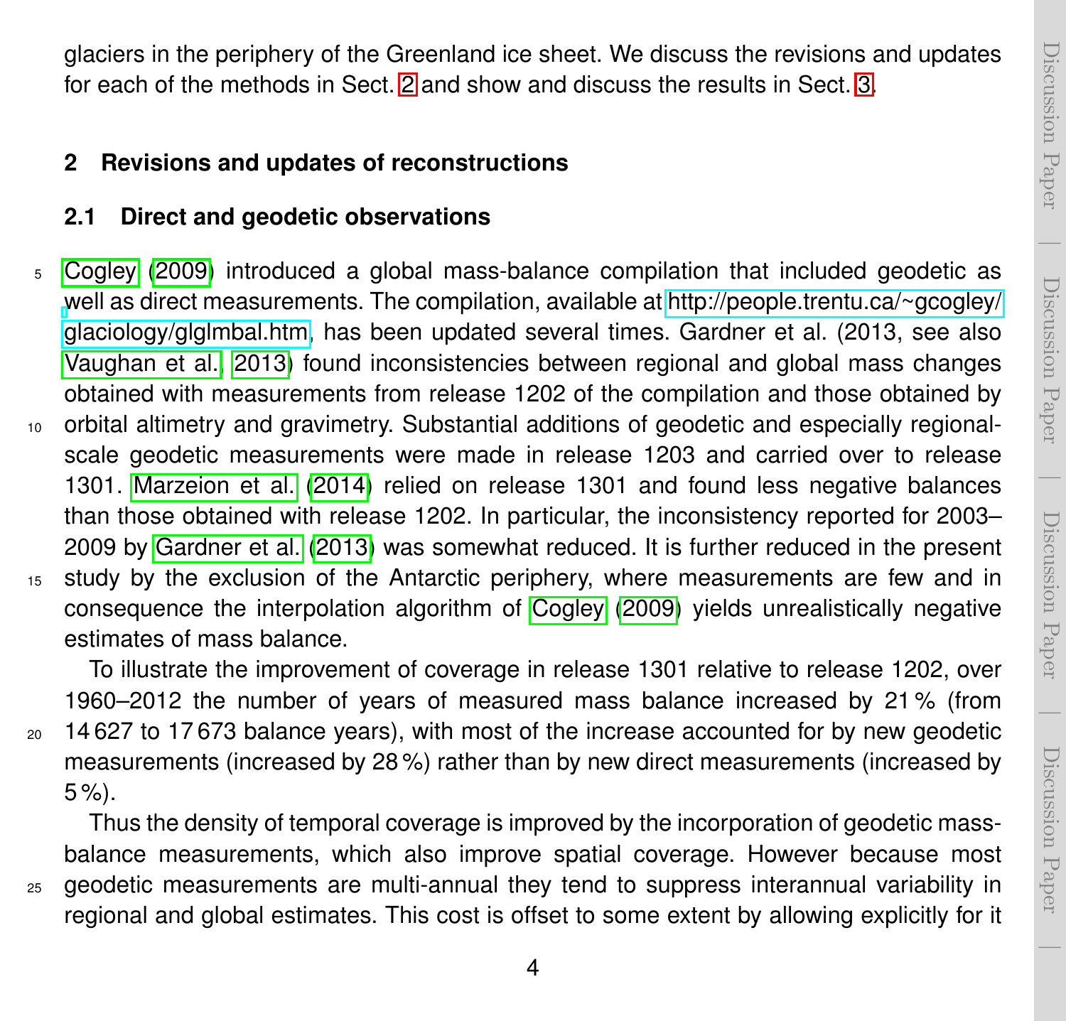glaciers in the periphery of the Greenland ice sheet. We discuss the revisions and updates for each of the methods in Sect. 2 and show and discuss the results in Sect. 3.

## 2 Revisions and updates of reconstructions

### 2.1 Direct and geodetic observations

Cogley (2009) introduced a global mass-balance compilation that included geodetic as well as direct measurements. The compilation, available at http://people.trentu.ca/~gcogley/glaciology/glglmbal.htm, has been updated several times. Gardner et al. (2013, see also Vaughan et al., 2013) found inconsistencies between regional and global mass changes obtained with measurements from release 1202 of the compilation and those obtained by orbital altimetry and gravimetry. Substantial additions of geodetic and especially regional-scale geodetic measurements were made in release 1203 and carried over to release 1301. Marzeion et al. (2014) relied on release 1301 and found less negative balances than those obtained with release 1202. In particular, the inconsistency reported for 2003–2009 by Gardner et al. (2013) was somewhat reduced. It is further reduced in the present study by the exclusion of the Antarctic periphery, where measurements are few and in consequence the interpolation algorithm of Cogley (2009) yields unrealistically negative estimates of mass balance.

To illustrate the improvement of coverage in release 1301 relative to release 1202, over 1960–2012 the number of years of measured mass balance increased by 21 % (from 14 627 to 17 673 balance years), with most of the increase accounted for by new geodetic measurements (increased by 28 %) rather than by new direct measurements (increased by 5 %).

Thus the density of temporal coverage is improved by the incorporation of geodetic mass-balance measurements, which also improve spatial coverage. However because most geodetic measurements are multi-annual they tend to suppress interannual variability in regional and global estimates. This cost is offset to some extent by allowing explicitly for it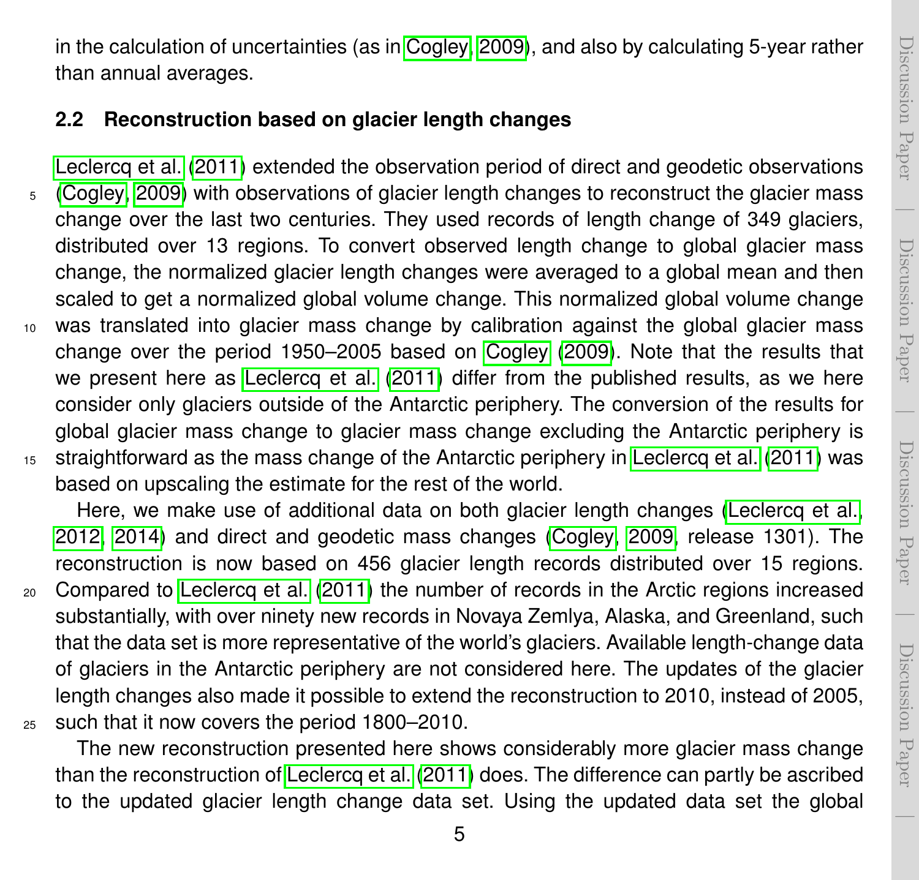in the calculation of uncertainties (as in Cogley, 2009), and also by calculating 5-year rather than annual averages.

### 2.2 Reconstruction based on glacier length changes

Leclercq et al. (2011) extended the observation period of direct and geodetic observations (Cogley, 2009) with observations of glacier length changes to reconstruct the glacier mass change over the last two centuries. They used records of length change of 349 glaciers, distributed over 13 regions. To convert observed length change to global glacier mass change, the normalized glacier length changes were averaged to a global mean and then scaled to get a normalized global volume change. This normalized global volume change was translated into glacier mass change by calibration against the global glacier mass change over the period 1950–2005 based on Cogley (2009). Note that the results that we present here as Leclercq et al. (2011) differ from the published results, as we here consider only glaciers outside of the Antarctic periphery. The conversion of the results for global glacier mass change to glacier mass change excluding the Antarctic periphery is straightforward as the mass change of the Antarctic periphery in Leclercq et al. (2011) was based on upscaling the estimate for the rest of the world.

Here, we make use of additional data on both glacier length changes (Leclercq et al., 2012, 2014) and direct and geodetic mass changes (Cogley, 2009, release 1301). The reconstruction is now based on 456 glacier length records distributed over 15 regions. Compared to Leclercq et al. (2011) the number of records in the Arctic regions increased substantially, with over ninety new records in Novaya Zemlya, Alaska, and Greenland, such that the data set is more representative of the world's glaciers. Available length-change data of glaciers in the Antarctic periphery are not considered here. The updates of the glacier length changes also made it possible to extend the reconstruction to 2010, instead of 2005, such that it now covers the period 1800–2010.

The new reconstruction presented here shows considerably more glacier mass change than the reconstruction of Leclercq et al. (2011) does. The difference can partly be ascribed to the updated glacier length change data set. Using the updated data set the global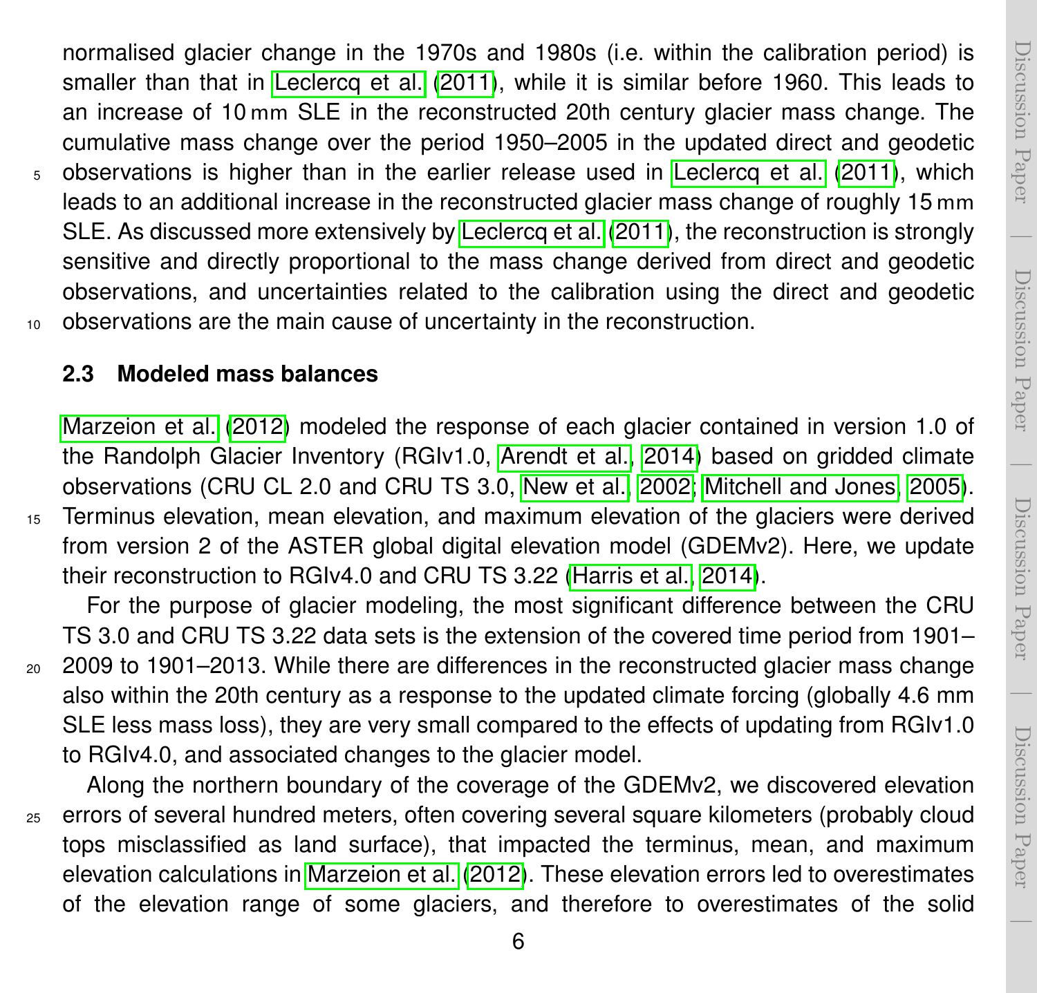normalised glacier change in the 1970s and 1980s (i.e. within the calibration period) is smaller than that in Leclercq et al. (2011), while it is similar before 1960. This leads to an increase of 10 mm SLE in the reconstructed 20th century glacier mass change. The cumulative mass change over the period 1950–2005 in the updated direct and geodetic observations is higher than in the earlier release used in Leclercq et al. (2011), which leads to an additional increase in the reconstructed glacier mass change of roughly 15 mm SLE. As discussed more extensively by Leclercq et al. (2011), the reconstruction is strongly sensitive and directly proportional to the mass change derived from direct and geodetic observations, and uncertainties related to the calibration using the direct and geodetic observations are the main cause of uncertainty in the reconstruction.

## 2.3 Modeled mass balances

Marzeion et al. (2012) modeled the response of each glacier contained in version 1.0 of the Randolph Glacier Inventory (RGIv1.0, Arendt et al., 2014) based on gridded climate observations (CRU CL 2.0 and CRU TS 3.0, New et al., 2002; Mitchell and Jones, 2005). Terminus elevation, mean elevation, and maximum elevation of the glaciers were derived from version 2 of the ASTER global digital elevation model (GDEMv2). Here, we update their reconstruction to RGIv4.0 and CRU TS 3.22 (Harris et al., 2014).

For the purpose of glacier modeling, the most significant difference between the CRU TS 3.0 and CRU TS 3.22 data sets is the extension of the covered time period from 1901–2009 to 1901–2013. While there are differences in the reconstructed glacier mass change also within the 20th century as a response to the updated climate forcing (globally 4.6 mm SLE less mass loss), they are very small compared to the effects of updating from RGIv1.0 to RGIv4.0, and associated changes to the glacier model.

Along the northern boundary of the coverage of the GDEMv2, we discovered elevation errors of several hundred meters, often covering several square kilometers (probably cloud tops misclassified as land surface), that impacted the terminus, mean, and maximum elevation calculations in Marzeion et al. (2012). These elevation errors led to overestimates of the elevation range of some glaciers, and therefore to overestimates of the solid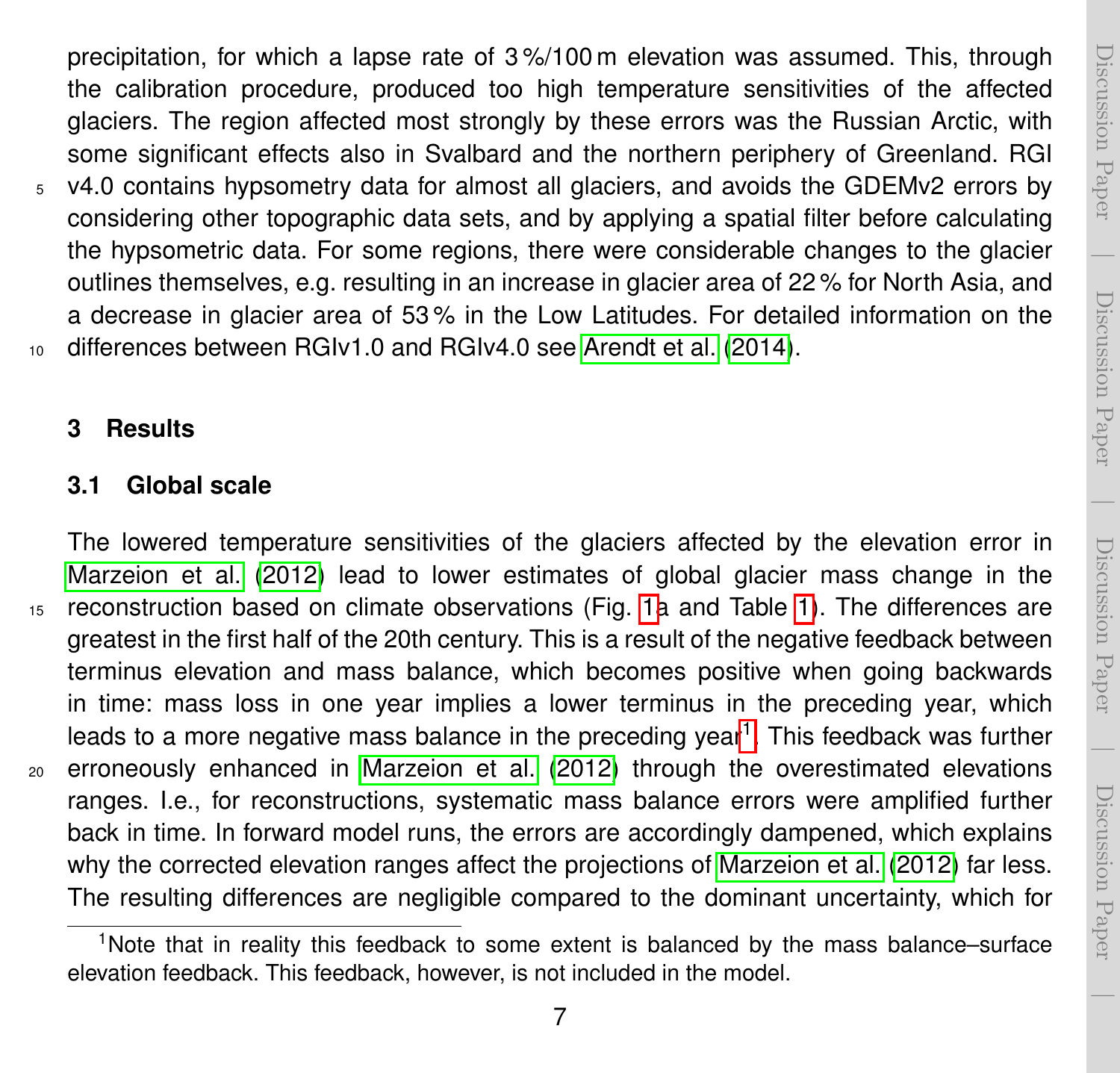precipitation, for which a lapse rate of 3 %/100 m elevation was assumed. This, through the calibration procedure, produced too high temperature sensitivities of the affected glaciers. The region affected most strongly by these errors was the Russian Arctic, with some significant effects also in Svalbard and the northern periphery of Greenland. RGI v4.0 contains hypsometry data for almost all glaciers, and avoids the GDEMv2 errors by considering other topographic data sets, and by applying a spatial filter before calculating the hypsometric data. For some regions, there were considerable changes to the glacier outlines themselves, e.g. resulting in an increase in glacier area of 22 % for North Asia, and a decrease in glacier area of 53 % in the Low Latitudes. For detailed information on the differences between RGIv1.0 and RGIv4.0 see Arendt et al. (2014).

## 3 Results

### 3.1 Global scale

The lowered temperature sensitivities of the glaciers affected by the elevation error in Marzeion et al. (2012) lead to lower estimates of global glacier mass change in the reconstruction based on climate observations (Fig. 1a and Table 1). The differences are greatest in the first half of the 20th century. This is a result of the negative feedback between terminus elevation and mass balance, which becomes positive when going backwards in time: mass loss in one year implies a lower terminus in the preceding year, which leads to a more negative mass balance in the preceding year[1]. This feedback was further erroneously enhanced in Marzeion et al. (2012) through the overestimated elevations ranges. I.e., for reconstructions, systematic mass balance errors were amplified further back in time. In forward model runs, the errors are accordingly dampened, which explains why the corrected elevation ranges affect the projections of Marzeion et al. (2012) far less. The resulting differences are negligible compared to the dominant uncertainty, which for

[1] Note that in reality this feedback to some extent is balanced by the mass balance–surface elevation feedback. This feedback, however, is not included in the model.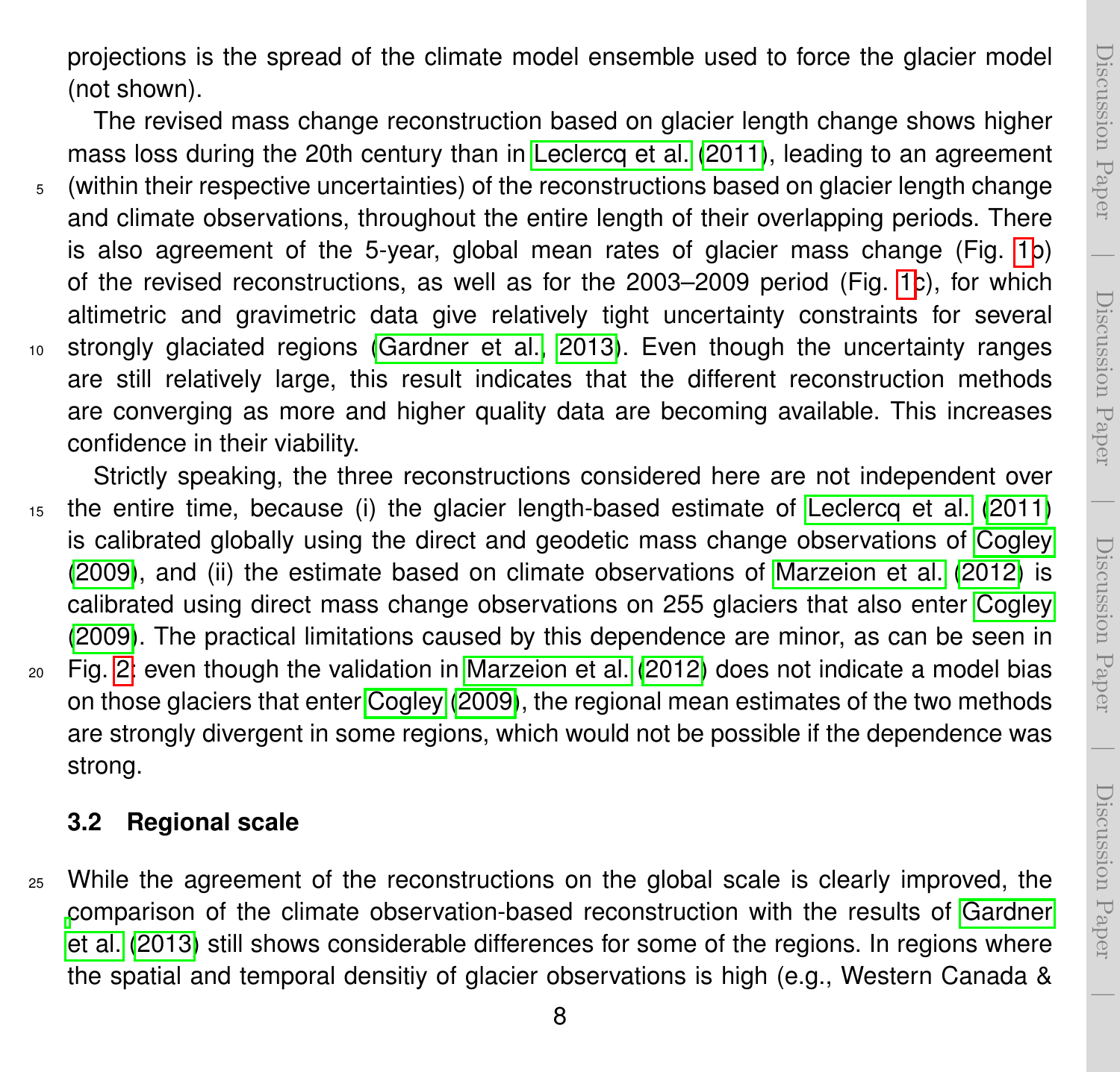projections is the spread of the climate model ensemble used to force the glacier model (not shown).

The revised mass change reconstruction based on glacier length change shows higher mass loss during the 20th century than in Leclercq et al. (2011), leading to an agreement (within their respective uncertainties) of the reconstructions based on glacier length change and climate observations, throughout the entire length of their overlapping periods. There is also agreement of the 5-year, global mean rates of glacier mass change (Fig. 1b) of the revised reconstructions, as well as for the 2003–2009 period (Fig. 1c), for which altimetric and gravimetric data give relatively tight uncertainty constraints for several strongly glaciated regions (Gardner et al., 2013). Even though the uncertainty ranges are still relatively large, this result indicates that the different reconstruction methods are converging as more and higher quality data are becoming available. This increases confidence in their viability.

Strictly speaking, the three reconstructions considered here are not independent over the entire time, because (i) the glacier length-based estimate of Leclercq et al. (2011) is calibrated globally using the direct and geodetic mass change observations of Cogley (2009), and (ii) the estimate based on climate observations of Marzeion et al. (2012) is calibrated using direct mass change observations on 255 glaciers that also enter Cogley (2009). The practical limitations caused by this dependence are minor, as can be seen in Fig. 2: even though the validation in Marzeion et al. (2012) does not indicate a model bias on those glaciers that enter Cogley (2009), the regional mean estimates of the two methods are strongly divergent in some regions, which would not be possible if the dependence was strong.

### 3.2 Regional scale

While the agreement of the reconstructions on the global scale is clearly improved, the comparison of the climate observation-based reconstruction with the results of Gardner et al. (2013) still shows considerable differences for some of the regions. In regions where the spatial and temporal densitiy of glacier observations is high (e.g., Western Canada &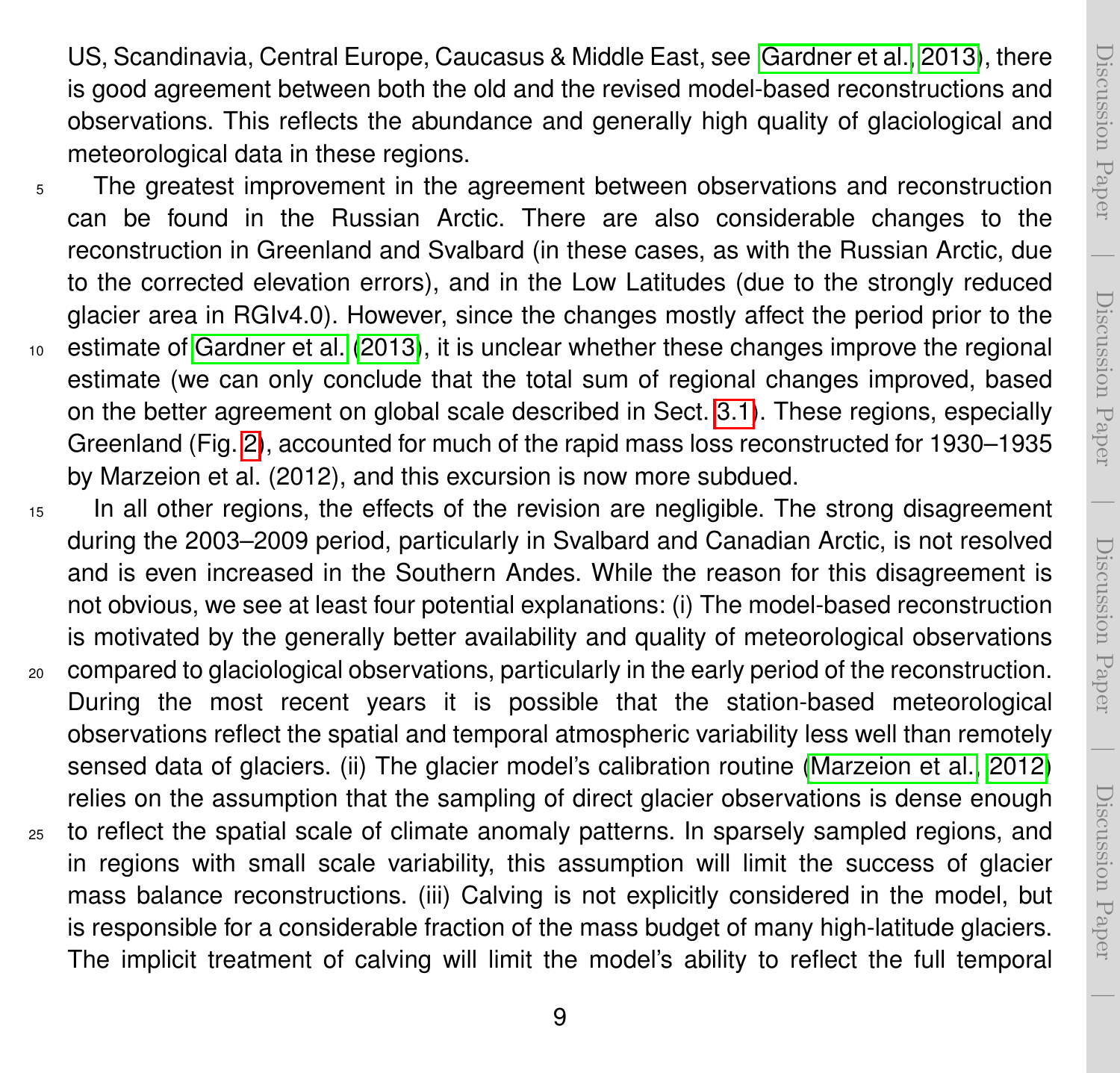US, Scandinavia, Central Europe, Caucasus & Middle East, see Gardner et al., 2013), there is good agreement between both the old and the revised model-based reconstructions and observations. This reflects the abundance and generally high quality of glaciological and meteorological data in these regions.

The greatest improvement in the agreement between observations and reconstruction can be found in the Russian Arctic. There are also considerable changes to the reconstruction in Greenland and Svalbard (in these cases, as with the Russian Arctic, due to the corrected elevation errors), and in the Low Latitudes (due to the strongly reduced glacier area in RGIv4.0). However, since the changes mostly affect the period prior to the estimate of Gardner et al. (2013), it is unclear whether these changes improve the regional estimate (we can only conclude that the total sum of regional changes improved, based on the better agreement on global scale described in Sect. 3.1). These regions, especially Greenland (Fig. 2), accounted for much of the rapid mass loss reconstructed for 1930–1935 by Marzeion et al. (2012), and this excursion is now more subdued.

In all other regions, the effects of the revision are negligible. The strong disagreement during the 2003–2009 period, particularly in Svalbard and Canadian Arctic, is not resolved and is even increased in the Southern Andes. While the reason for this disagreement is not obvious, we see at least four potential explanations: (i) The model-based reconstruction is motivated by the generally better availability and quality of meteorological observations compared to glaciological observations, particularly in the early period of the reconstruction. During the most recent years it is possible that the station-based meteorological observations reflect the spatial and temporal atmospheric variability less well than remotely sensed data of glaciers. (ii) The glacier model's calibration routine (Marzeion et al., 2012) relies on the assumption that the sampling of direct glacier observations is dense enough to reflect the spatial scale of climate anomaly patterns. In sparsely sampled regions, and in regions with small scale variability, this assumption will limit the success of glacier mass balance reconstructions. (iii) Calving is not explicitly considered in the model, but is responsible for a considerable fraction of the mass budget of many high-latitude glaciers. The implicit treatment of calving will limit the model's ability to reflect the full temporal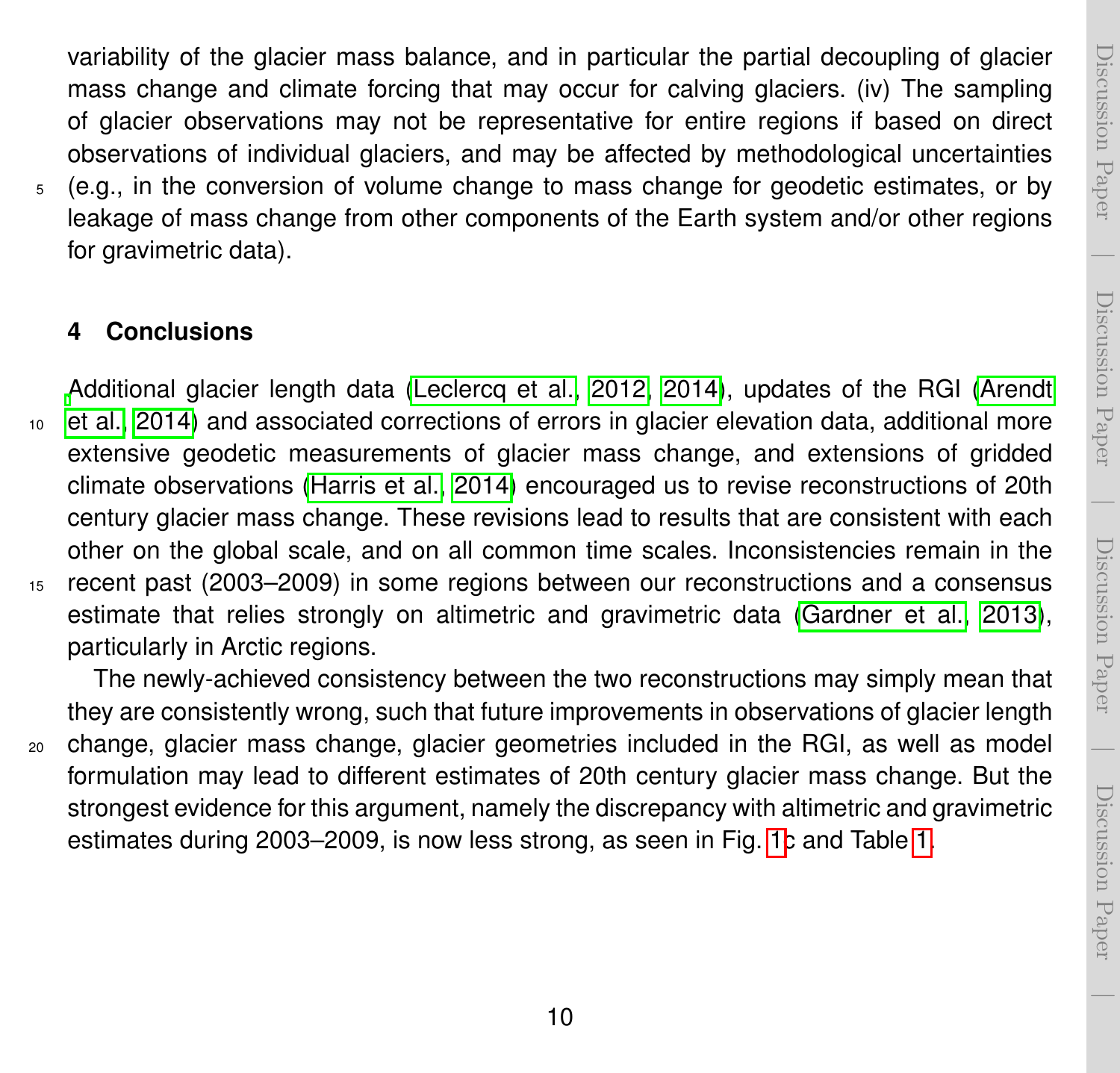variability of the glacier mass balance, and in particular the partial decoupling of glacier mass change and climate forcing that may occur for calving glaciers. (iv) The sampling of glacier observations may not be representative for entire regions if based on direct observations of individual glaciers, and may be affected by methodological uncertainties (e.g., in the conversion of volume change to mass change for geodetic estimates, or by leakage of mass change from other components of the Earth system and/or other regions for gravimetric data).

## 4 Conclusions

Additional glacier length data (Leclercq et al., 2012, 2014), updates of the RGI (Arendt et al., 2014) and associated corrections of errors in glacier elevation data, additional more extensive geodetic measurements of glacier mass change, and extensions of gridded climate observations (Harris et al., 2014) encouraged us to revise reconstructions of 20th century glacier mass change. These revisions lead to results that are consistent with each other on the global scale, and on all common time scales. Inconsistencies remain in the recent past (2003–2009) in some regions between our reconstructions and a consensus estimate that relies strongly on altimetric and gravimetric data (Gardner et al., 2013), particularly in Arctic regions.

The newly-achieved consistency between the two reconstructions may simply mean that they are consistently wrong, such that future improvements in observations of glacier length change, glacier mass change, glacier geometries included in the RGI, as well as model formulation may lead to different estimates of 20th century glacier mass change. But the strongest evidence for this argument, namely the discrepancy with altimetric and gravimetric estimates during 2003–2009, is now less strong, as seen in Fig. 1c and Table 1.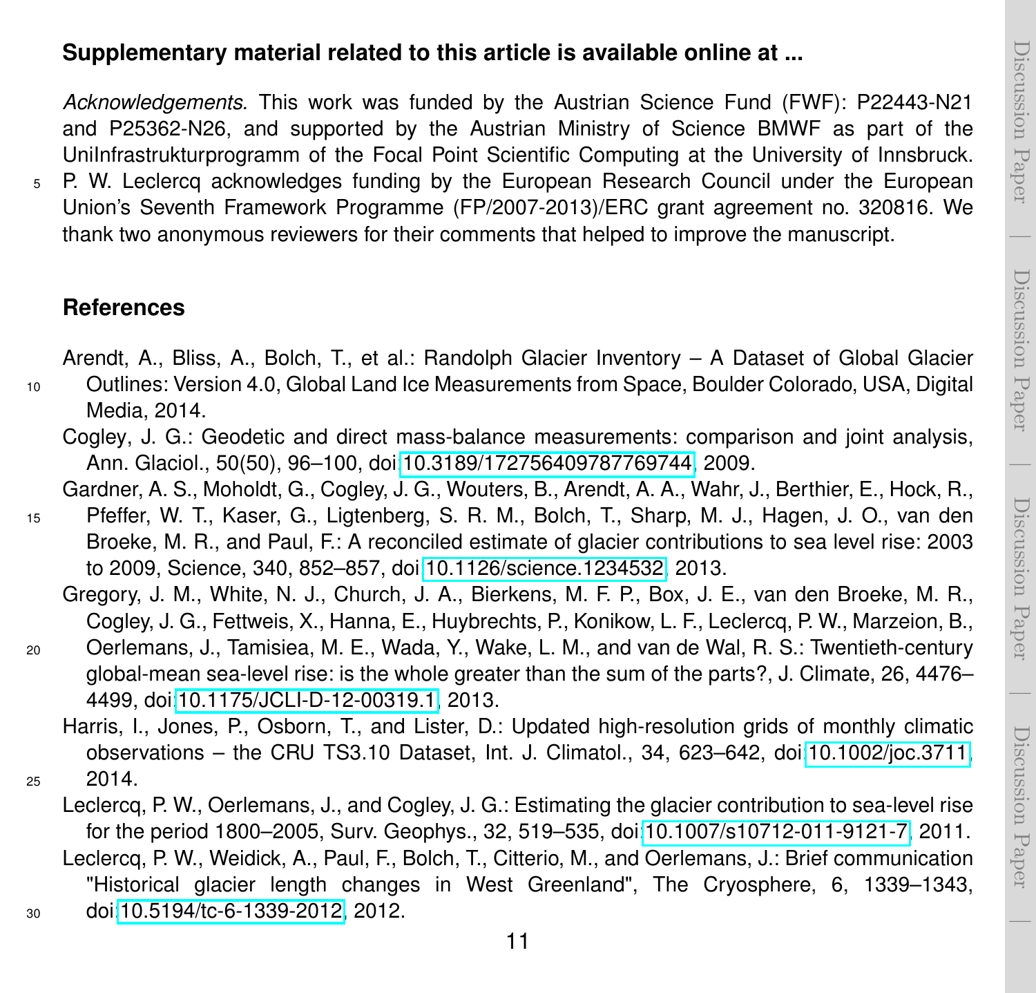**Supplementary material related to this article is available online at ...**

*Acknowledgements.* This work was funded by the Austrian Science Fund (FWF): P22443-N21 and P25362-N26, and supported by the Austrian Ministry of Science BMWF as part of the UniInfrastrukturprogramm of the Focal Point Scientific Computing at the University of Innsbruck. P. W. Leclercq acknowledges funding by the European Research Council under the European Union's Seventh Framework Programme (FP/2007-2013)/ERC grant agreement no. 320816. We thank two anonymous reviewers for their comments that helped to improve the manuscript.

## References

Arendt, A., Bliss, A., Bolch, T., et al.: Randolph Glacier Inventory – A Dataset of Global Glacier Outlines: Version 4.0, Global Land Ice Measurements from Space, Boulder Colorado, USA, Digital Media, 2014.

Cogley, J. G.: Geodetic and direct mass-balance measurements: comparison and joint analysis, Ann. Glaciol., 50(50), 96–100, doi:10.3189/172756409787769744, 2009.

Gardner, A. S., Moholdt, G., Cogley, J. G., Wouters, B., Arendt, A. A., Wahr, J., Berthier, E., Hock, R., Pfeffer, W. T., Kaser, G., Ligtenberg, S. R. M., Bolch, T., Sharp, M. J., Hagen, J. O., van den Broeke, M. R., and Paul, F.: A reconciled estimate of glacier contributions to sea level rise: 2003 to 2009, Science, 340, 852–857, doi:10.1126/science.1234532, 2013.

Gregory, J. M., White, N. J., Church, J. A., Bierkens, M. F. P., Box, J. E., van den Broeke, M. R., Cogley, J. G., Fettweis, X., Hanna, E., Huybrechts, P., Konikow, L. F., Leclercq, P. W., Marzeion, B., Oerlemans, J., Tamisiea, M. E., Wada, Y., Wake, L. M., and van de Wal, R. S.: Twentieth-century global-mean sea-level rise: is the whole greater than the sum of the parts?, J. Climate, 26, 4476–4499, doi:10.1175/JCLI-D-12-00319.1, 2013.

Harris, I., Jones, P., Osborn, T., and Lister, D.: Updated high-resolution grids of monthly climatic observations – the CRU TS3.10 Dataset, Int. J. Climatol., 34, 623–642, doi:10.1002/joc.3711, 2014.

Leclercq, P. W., Oerlemans, J., and Cogley, J. G.: Estimating the glacier contribution to sea-level rise for the period 1800–2005, Surv. Geophys., 32, 519–535, doi:10.1007/s10712-011-9121-7, 2011.

Leclercq, P. W., Weidick, A., Paul, F., Bolch, T., Citterio, M., and Oerlemans, J.: Brief communication "Historical glacier length changes in West Greenland", The Cryosphere, 6, 1339–1343, doi:10.5194/tc-6-1339-2012, 2012.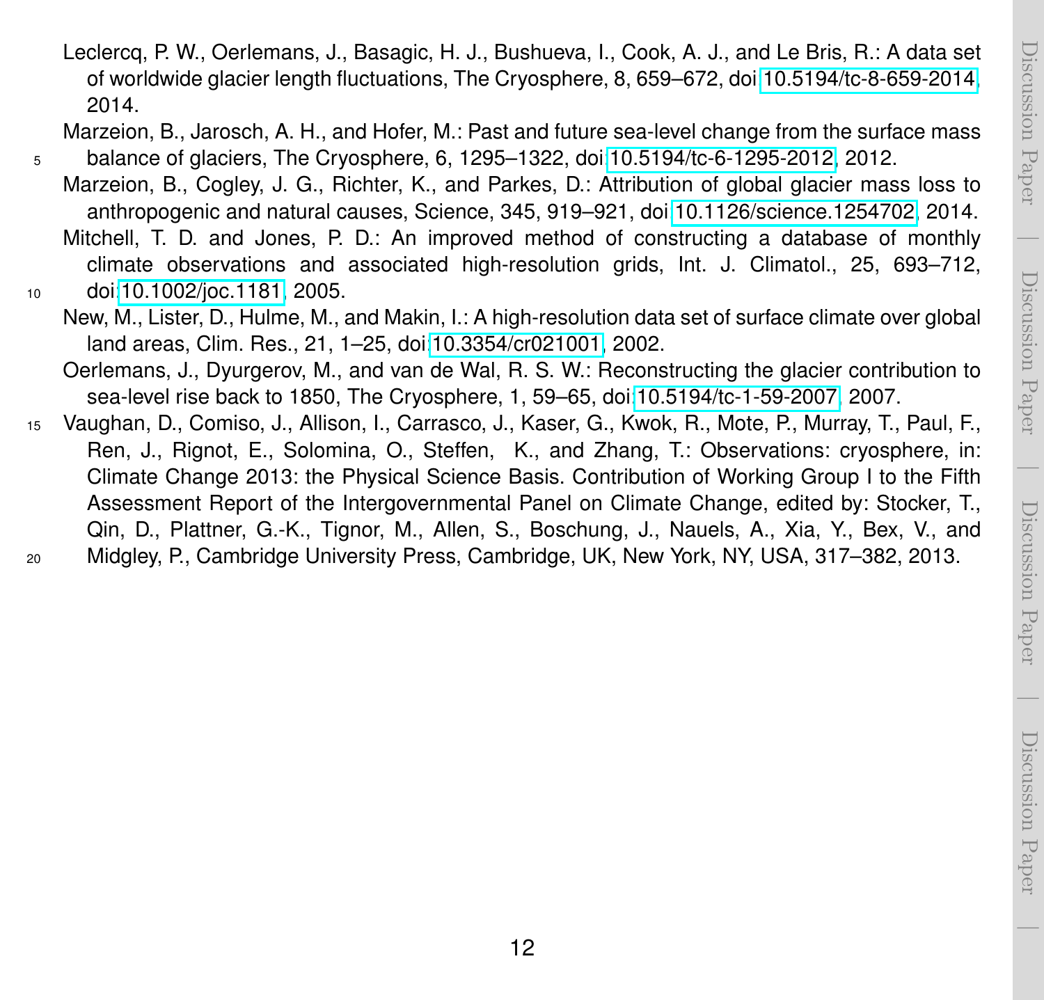Leclercq, P. W., Oerlemans, J., Basagic, H. J., Bushueva, I., Cook, A. J., and Le Bris, R.: A data set of worldwide glacier length fluctuations, The Cryosphere, 8, 659–672, doi:10.5194/tc-8-659-2014, 2014.

Marzeion, B., Jarosch, A. H., and Hofer, M.: Past and future sea-level change from the surface mass balance of glaciers, The Cryosphere, 6, 1295–1322, doi:10.5194/tc-6-1295-2012, 2012.

Marzeion, B., Cogley, J. G., Richter, K., and Parkes, D.: Attribution of global glacier mass loss to anthropogenic and natural causes, Science, 345, 919–921, doi:10.1126/science.1254702, 2014.

Mitchell, T. D. and Jones, P. D.: An improved method of constructing a database of monthly climate observations and associated high-resolution grids, Int. J. Climatol., 25, 693–712, doi:10.1002/joc.1181, 2005.

New, M., Lister, D., Hulme, M., and Makin, I.: A high-resolution data set of surface climate over global land areas, Clim. Res., 21, 1–25, doi:10.3354/cr021001, 2002.

Oerlemans, J., Dyurgerov, M., and van de Wal, R. S. W.: Reconstructing the glacier contribution to sea-level rise back to 1850, The Cryosphere, 1, 59–65, doi:10.5194/tc-1-59-2007, 2007.

Vaughan, D., Comiso, J., Allison, I., Carrasco, J., Kaser, G., Kwok, R., Mote, P., Murray, T., Paul, F., Ren, J., Rignot, E., Solomina, O., Steffen, K., and Zhang, T.: Observations: cryosphere, in: Climate Change 2013: the Physical Science Basis. Contribution of Working Group I to the Fifth Assessment Report of the Intergovernmental Panel on Climate Change, edited by: Stocker, T., Qin, D., Plattner, G.-K., Tignor, M., Allen, S., Boschung, J., Nauels, A., Xia, Y., Bex, V., and Midgley, P., Cambridge University Press, Cambridge, UK, New York, NY, USA, 317–382, 2013.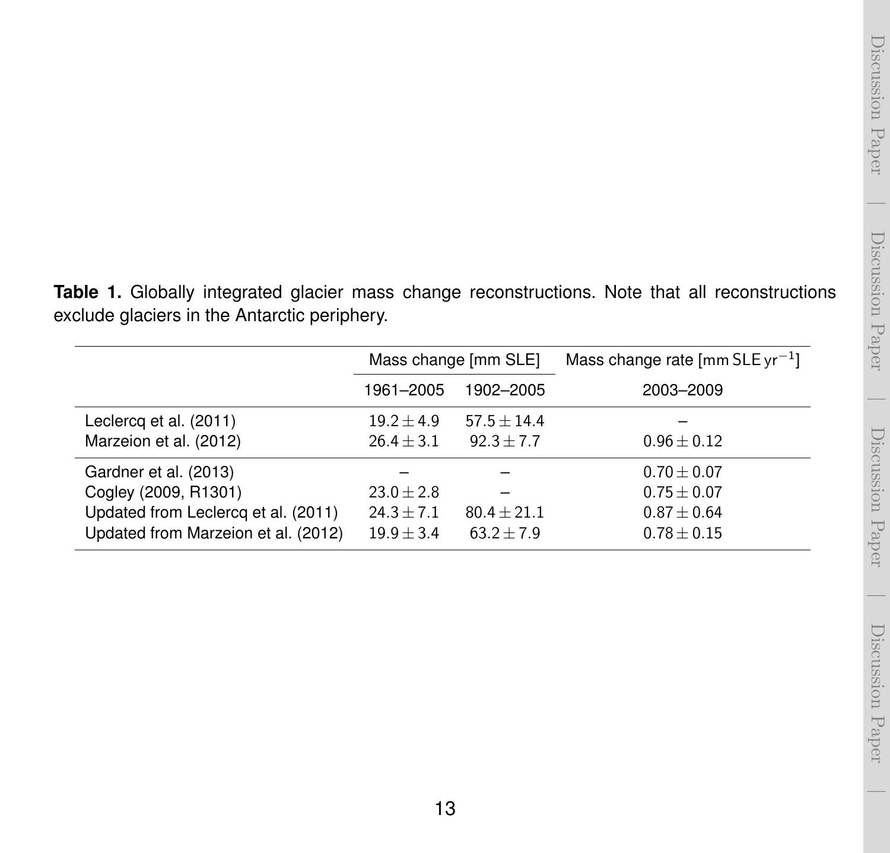**Table 1.** Globally integrated glacier mass change reconstructions. Note that all reconstructions exclude glaciers in the Antarctic periphery.

| | Mass change [mm SLE] | | Mass change rate [mm SLE $yr^{-1}$] |
|---|---|---|---|
| | 1961–2005 | 1902–2005 | 2003–2009 |
| Leclercq et al. (2011) | $19.2 \pm 4.9$ | $57.5 \pm 14.4$ | – |
| Marzeion et al. (2012) | $26.4 \pm 3.1$ | $92.3 \pm 7.7$ | $0.96 \pm 0.12$ |
| Gardner et al. (2013) | – | – | $0.70 \pm 0.07$ |
| Cogley (2009, R1301) | $23.0 \pm 2.8$ | – | $0.75 \pm 0.07$ |
| Updated from Leclercq et al. (2011) | $24.3 \pm 7.1$ | $80.4 \pm 21.1$ | $0.87 \pm 0.64$ |
| Updated from Marzeion et al. (2012) | $19.9 \pm 3.4$ | $63.2 \pm 7.9$ | $0.78 \pm 0.15$ |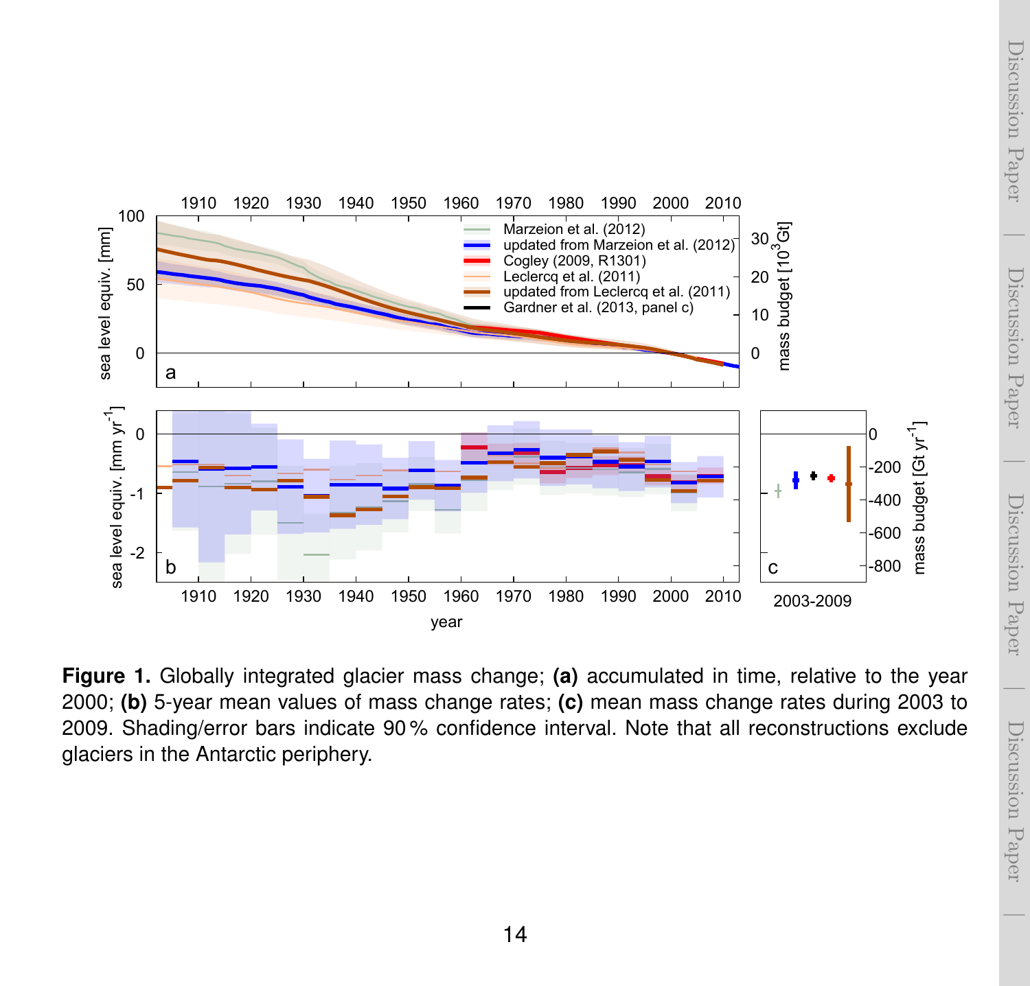**Figure 1.** Globally integrated glacier mass change; **(a)** accumulated in time, relative to the year 2000; **(b)** 5-year mean values of mass change rates; **(c)** mean mass change rates during 2003 to 2009. Shading/error bars indicate 90 % confidence interval. Note that all reconstructions exclude glaciers in the Antarctic periphery.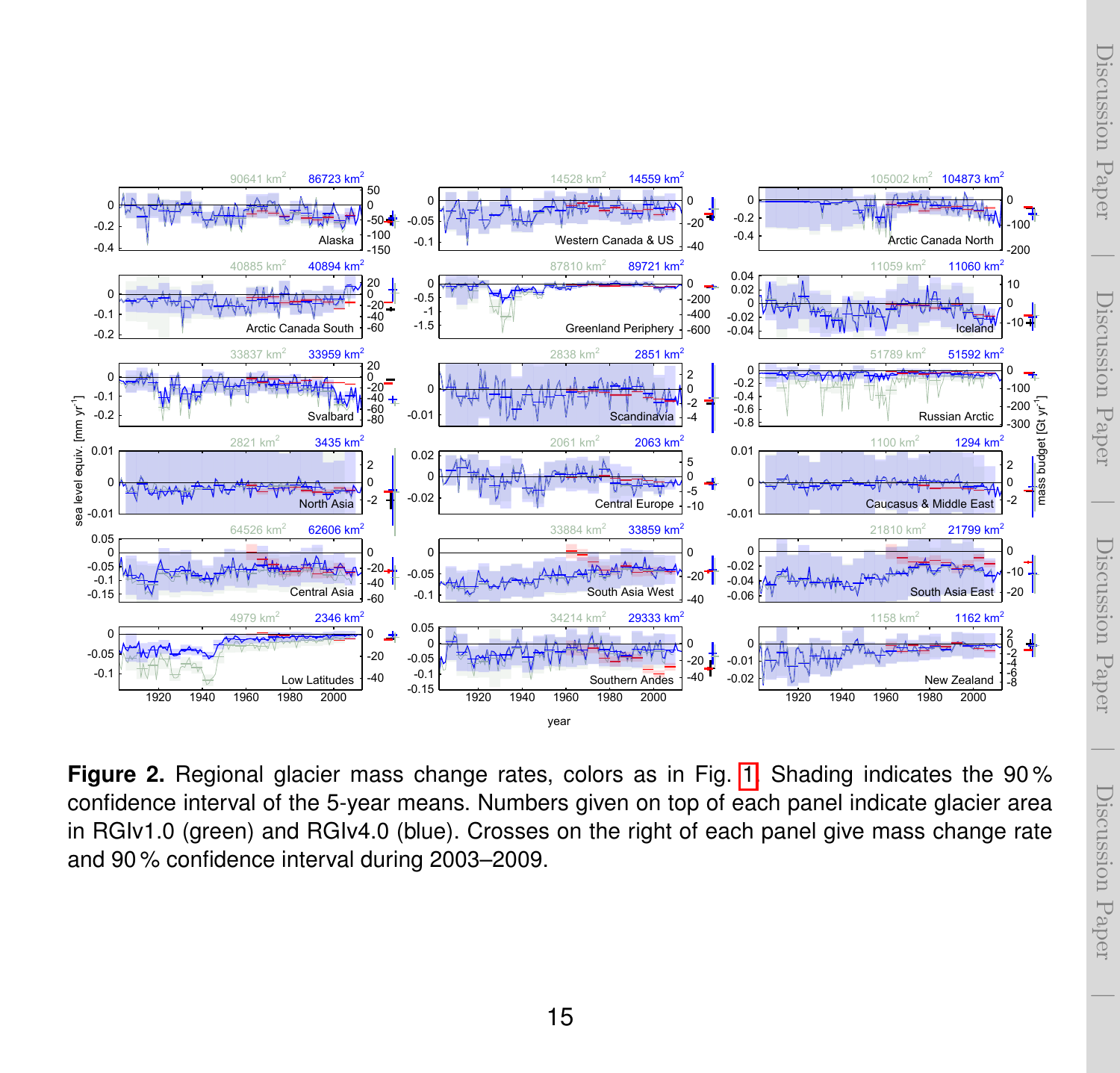90641 km$^2$ 86723 km$^2$
Alaska

14528 km$^2$ 14559 km$^2$
Western Canada & US

105002 km$^2$ 104873 km$^2$
Arctic Canada North

40885 km$^2$ 40894 km$^2$
Arctic Canada South

87810 km$^2$ 89721 km$^2$
Greenland Periphery

11059 km$^2$ 11060 km$^2$
Iceland

33837 km$^2$ 33959 km$^2$
Svalbard

2838 km$^2$ 2851 km$^2$
Scandinavia

51789 km$^2$ 51592 km$^2$
Russian Arctic

2821 km$^2$ 3435 km$^2$
North Asia

2061 km$^2$ 2063 km$^2$
Central Europe

1100 km$^2$ 1294 km$^2$
Caucasus & Middle East

64526 km$^2$ 62606 km$^2$
Central Asia

33884 km$^2$ 33859 km$^2$
South Asia West

21810 km$^2$ 21799 km$^2$
South Asia East

4979 km$^2$ 2346 km$^2$
Low Latitudes

34214 km$^2$ 29333 km$^2$
Southern Andes

1158 km$^2$ 1162 km$^2$
New Zealand

sea level equiv. [mm yr$^{-1}$]

mass budget [Gt yr$^{-1}$]

year

**Figure 2.** Regional glacier mass change rates, colors as in Fig. 1. Shading indicates the 90 % confidence interval of the 5-year means. Numbers given on top of each panel indicate glacier area in RGIv1.0 (green) and RGIv4.0 (blue). Crosses on the right of each panel give mass change rate and 90 % confidence interval during 2003–2009.